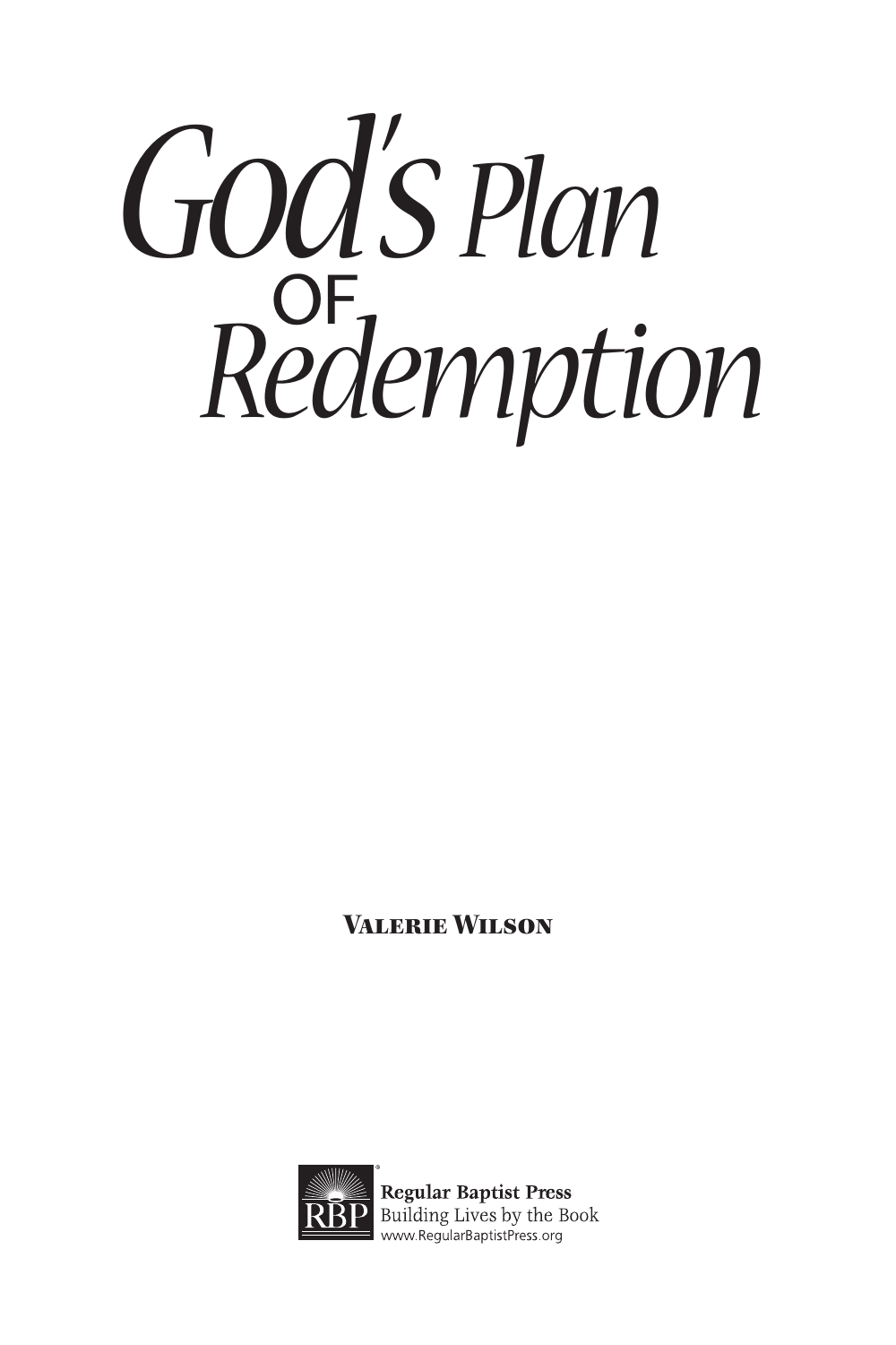# *God's Plan* OF *Redemption*

**Valerie Wilson**

**Regular Baptist Press**
Building Lives by the Book
www.RegularBaptistPress.org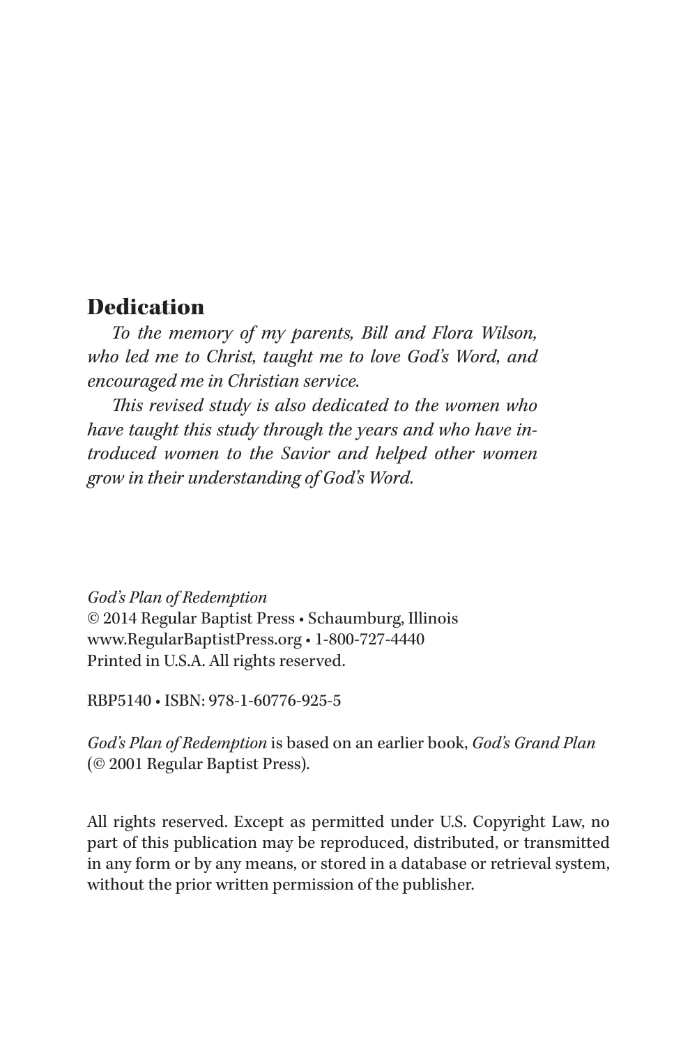## Dedication

*To the memory of my parents, Bill and Flora Wilson, who led me to Christ, taught me to love God's Word, and encouraged me in Christian service.*

*This revised study is also dedicated to the women who have taught this study through the years and who have introduced women to the Savior and helped other women grow in their understanding of God's Word.*

*God's Plan of Redemption*
© 2014 Regular Baptist Press • Schaumburg, Illinois
www.RegularBaptistPress.org • 1-800-727-4440
Printed in U.S.A. All rights reserved.

RBP5140 • ISBN: 978-1-60776-925-5

*God's Plan of Redemption* is based on an earlier book, *God's Grand Plan* (© 2001 Regular Baptist Press).

All rights reserved. Except as permitted under U.S. Copyright Law, no part of this publication may be reproduced, distributed, or transmitted in any form or by any means, or stored in a database or retrieval system, without the prior written permission of the publisher.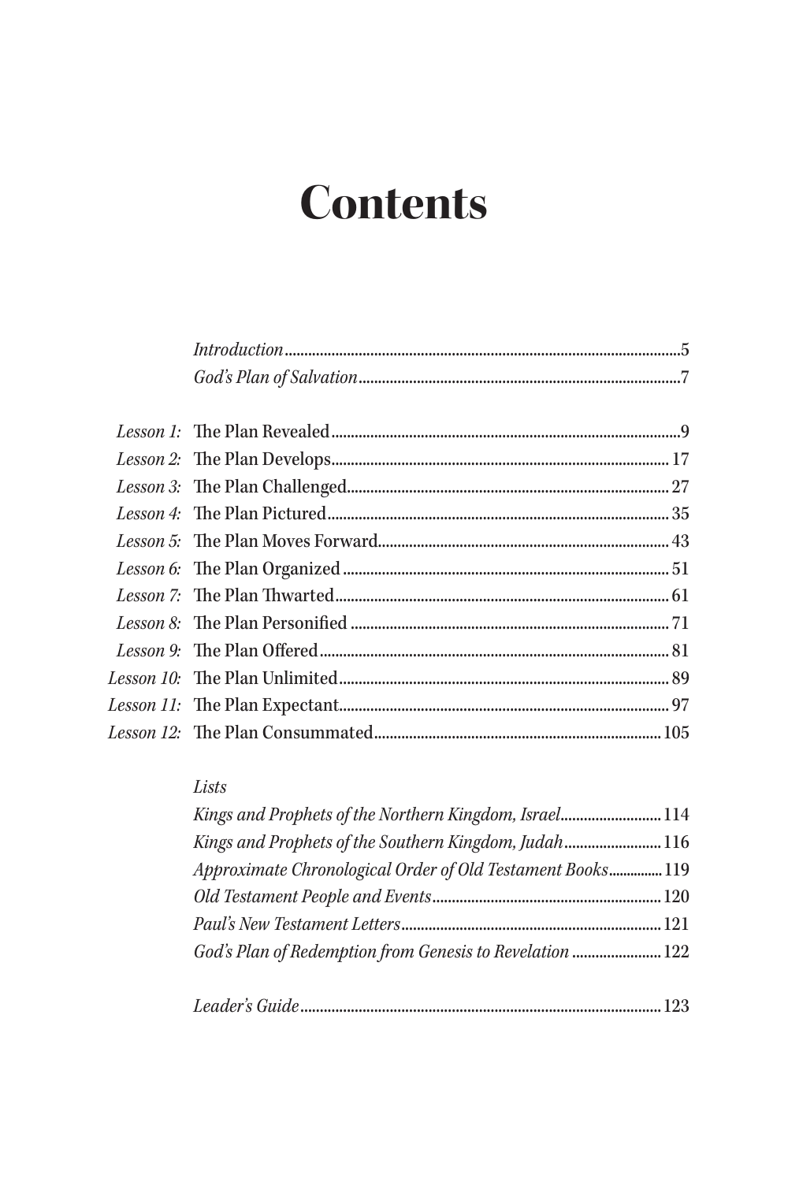# Contents

*Introduction* ..... 5
*God's Plan of Salvation* ..... 7

*Lesson 1:* The Plan Revealed ..... 9
*Lesson 2:* The Plan Develops ..... 17
*Lesson 3:* The Plan Challenged ..... 27
*Lesson 4:* The Plan Pictured ..... 35
*Lesson 5:* The Plan Moves Forward ..... 43
*Lesson 6:* The Plan Organized ..... 51
*Lesson 7:* The Plan Thwarted ..... 61
*Lesson 8:* The Plan Personified ..... 71
*Lesson 9:* The Plan Offered ..... 81
*Lesson 10:* The Plan Unlimited ..... 89
*Lesson 11:* The Plan Expectant ..... 97
*Lesson 12:* The Plan Consummated ..... 105

*Lists*

*Kings and Prophets of the Northern Kingdom, Israel* ..... 114
*Kings and Prophets of the Southern Kingdom, Judah* ..... 116
*Approximate Chronological Order of Old Testament Books* ..... 119
*Old Testament People and Events* ..... 120
*Paul's New Testament Letters* ..... 121
*God's Plan of Redemption from Genesis to Revelation* ..... 122

*Leader's Guide* ..... 123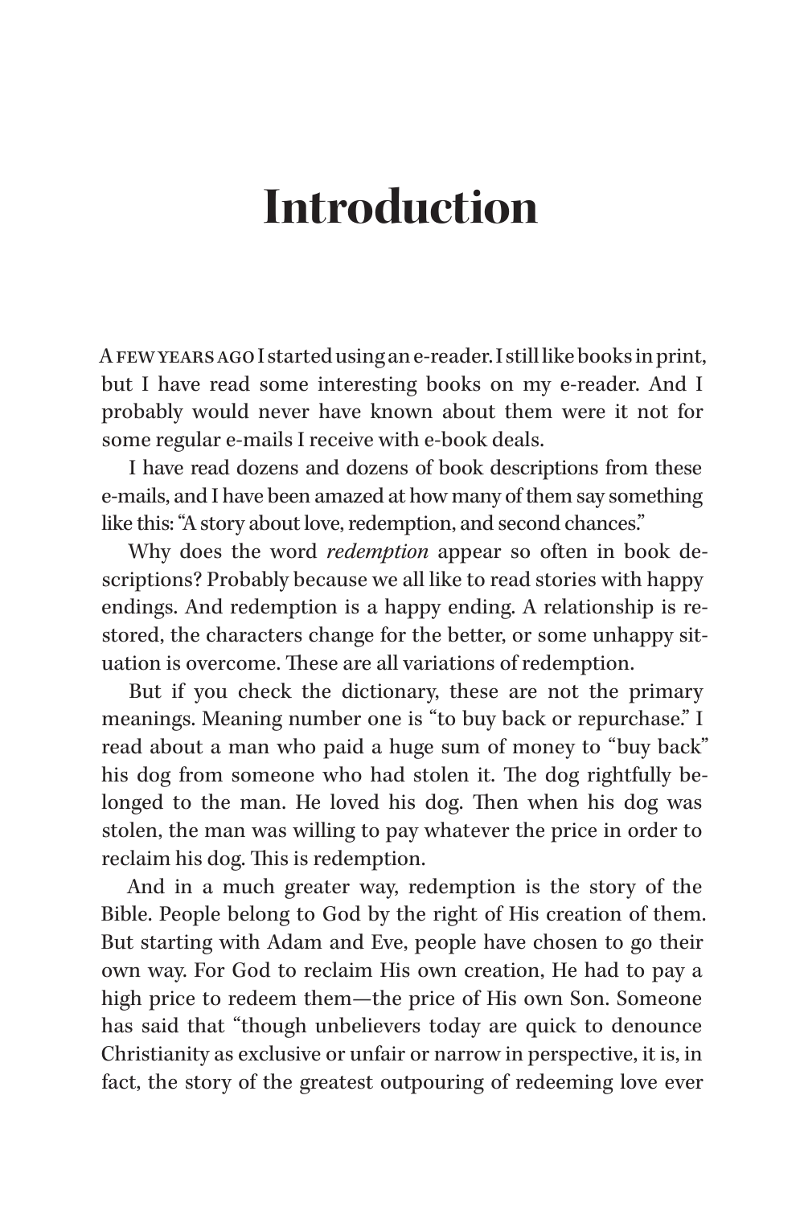# Introduction

A FEW YEARS AGO I started using an e-reader. I still like books in print, but I have read some interesting books on my e-reader. And I probably would never have known about them were it not for some regular e-mails I receive with e-book deals.

I have read dozens and dozens of book descriptions from these e-mails, and I have been amazed at how many of them say something like this: "A story about love, redemption, and second chances."

Why does the word *redemption* appear so often in book descriptions? Probably because we all like to read stories with happy endings. And redemption is a happy ending. A relationship is restored, the characters change for the better, or some unhappy situation is overcome. These are all variations of redemption.

But if you check the dictionary, these are not the primary meanings. Meaning number one is "to buy back or repurchase." I read about a man who paid a huge sum of money to "buy back" his dog from someone who had stolen it. The dog rightfully belonged to the man. He loved his dog. Then when his dog was stolen, the man was willing to pay whatever the price in order to reclaim his dog. This is redemption.

And in a much greater way, redemption is the story of the Bible. People belong to God by the right of His creation of them. But starting with Adam and Eve, people have chosen to go their own way. For God to reclaim His own creation, He had to pay a high price to redeem them—the price of His own Son. Someone has said that "though unbelievers today are quick to denounce Christianity as exclusive or unfair or narrow in perspective, it is, in fact, the story of the greatest outpouring of redeeming love ever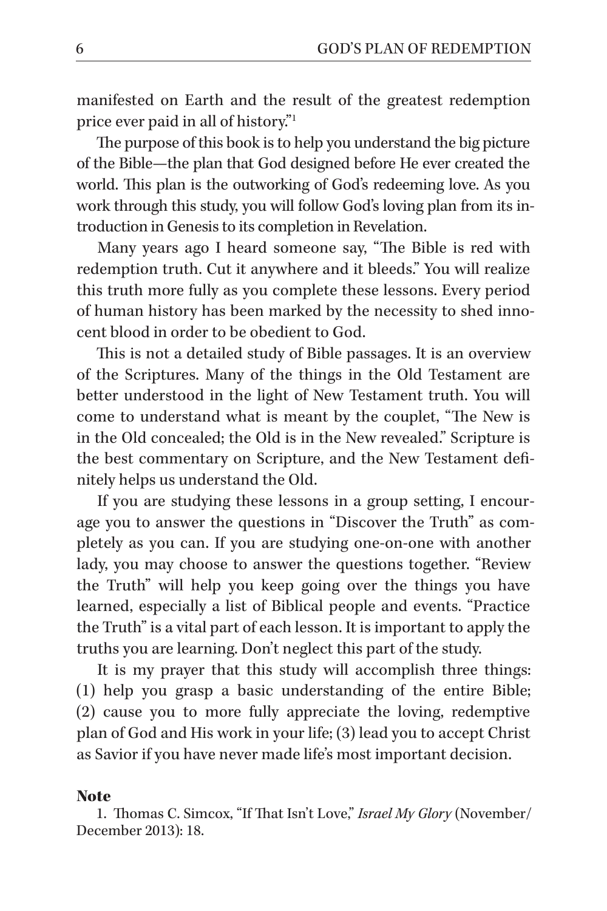manifested on Earth and the result of the greatest redemption price ever paid in all of history."[1]

The purpose of this book is to help you understand the big picture of the Bible—the plan that God designed before He ever created the world. This plan is the outworking of God's redeeming love. As you work through this study, you will follow God's loving plan from its introduction in Genesis to its completion in Revelation.

Many years ago I heard someone say, "The Bible is red with redemption truth. Cut it anywhere and it bleeds." You will realize this truth more fully as you complete these lessons. Every period of human history has been marked by the necessity to shed innocent blood in order to be obedient to God.

This is not a detailed study of Bible passages. It is an overview of the Scriptures. Many of the things in the Old Testament are better understood in the light of New Testament truth. You will come to understand what is meant by the couplet, "The New is in the Old concealed; the Old is in the New revealed." Scripture is the best commentary on Scripture, and the New Testament definitely helps us understand the Old.

If you are studying these lessons in a group setting, I encourage you to answer the questions in "Discover the Truth" as completely as you can. If you are studying one-on-one with another lady, you may choose to answer the questions together. "Review the Truth" will help you keep going over the things you have learned, especially a list of Biblical people and events. "Practice the Truth" is a vital part of each lesson. It is important to apply the truths you are learning. Don't neglect this part of the study.

It is my prayer that this study will accomplish three things: (1) help you grasp a basic understanding of the entire Bible; (2) cause you to more fully appreciate the loving, redemptive plan of God and His work in your life; (3) lead you to accept Christ as Savior if you have never made life's most important decision.

**Note**

1. Thomas C. Simcox, "If That Isn't Love," *Israel My Glory* (November/December 2013): 18.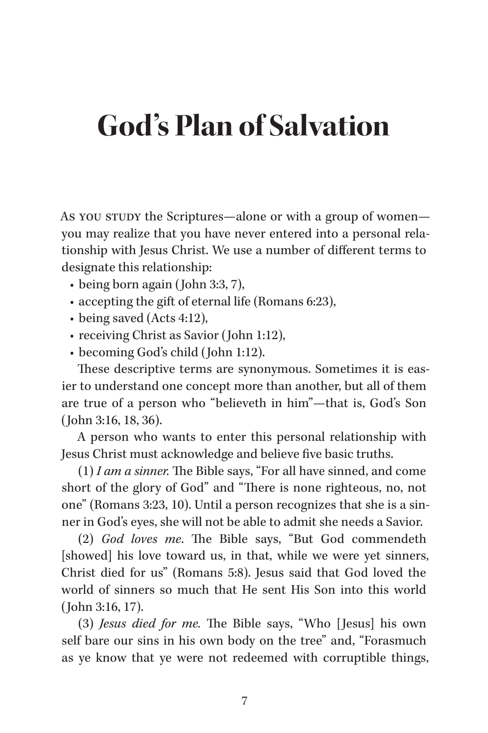# God's Plan of Salvation

As you study the Scriptures—alone or with a group of women—you may realize that you have never entered into a personal relationship with Jesus Christ. We use a number of different terms to designate this relationship:

- being born again (John 3:3, 7),
- accepting the gift of eternal life (Romans 6:23),
- being saved (Acts 4:12),
- receiving Christ as Savior (John 1:12),
- becoming God's child (John 1:12).

These descriptive terms are synonymous. Sometimes it is easier to understand one concept more than another, but all of them are true of a person who "believeth in him"—that is, God's Son (John 3:16, 18, 36).

A person who wants to enter this personal relationship with Jesus Christ must acknowledge and believe five basic truths.

(1) *I am a sinner.* The Bible says, "For all have sinned, and come short of the glory of God" and "There is none righteous, no, not one" (Romans 3:23, 10). Until a person recognizes that she is a sinner in God's eyes, she will not be able to admit she needs a Savior.

(2) *God loves me*. The Bible says, "But God commendeth [showed] his love toward us, in that, while we were yet sinners, Christ died for us" (Romans 5:8). Jesus said that God loved the world of sinners so much that He sent His Son into this world (John 3:16, 17).

(3) *Jesus died for me.* The Bible says, "Who [Jesus] his own self bare our sins in his own body on the tree" and, "Forasmuch as ye know that ye were not redeemed with corruptible things,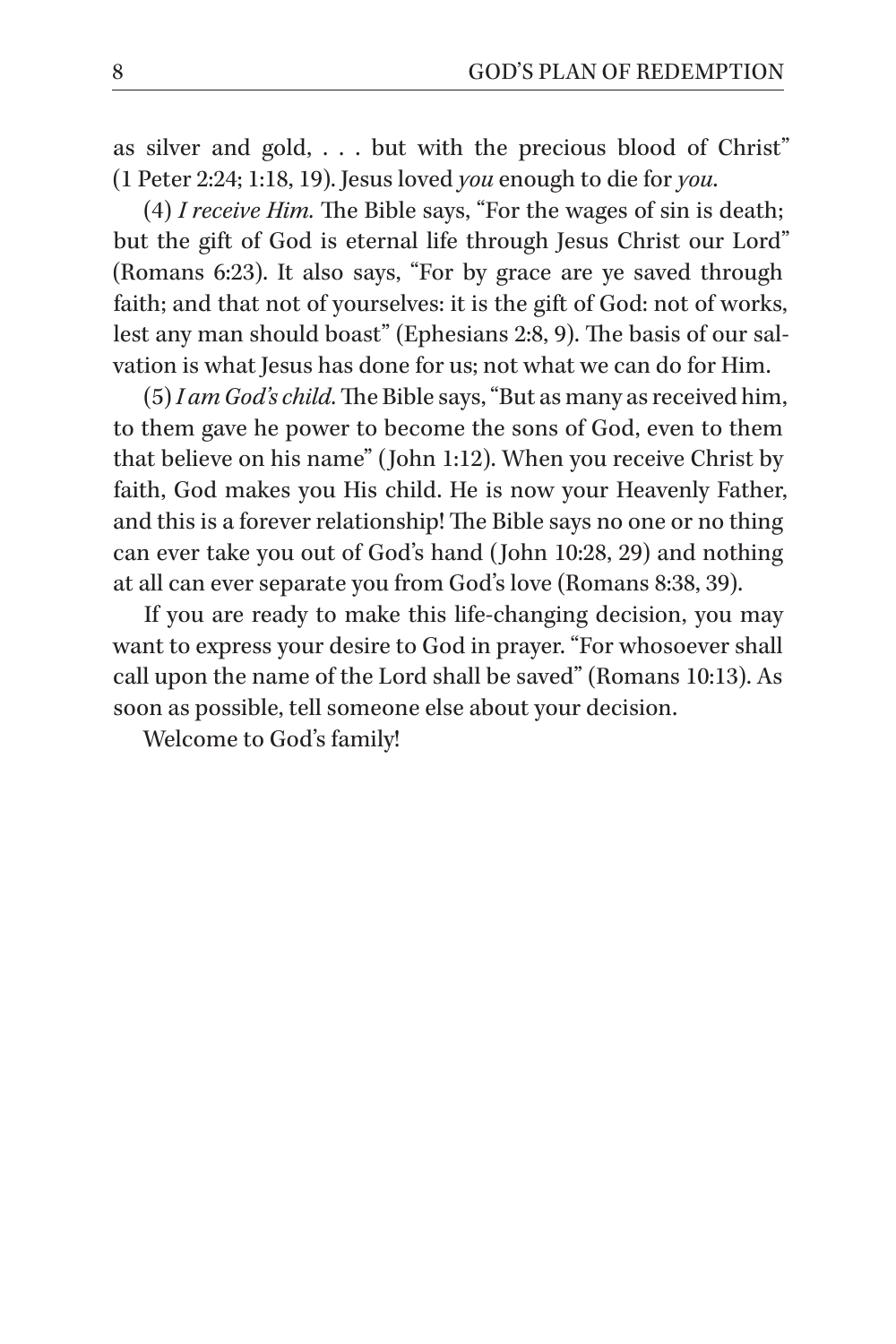as silver and gold, . . . but with the precious blood of Christ" (1 Peter 2:24; 1:18, 19). Jesus loved *you* enough to die for *you*.

(4) *I receive Him.* The Bible says, "For the wages of sin is death; but the gift of God is eternal life through Jesus Christ our Lord" (Romans 6:23). It also says, "For by grace are ye saved through faith; and that not of yourselves: it is the gift of God: not of works, lest any man should boast" (Ephesians 2:8, 9). The basis of our salvation is what Jesus has done for us; not what we can do for Him.

(5) *I am God's child.* The Bible says, "But as many as received him, to them gave he power to become the sons of God, even to them that believe on his name" (John 1:12). When you receive Christ by faith, God makes you His child. He is now your Heavenly Father, and this is a forever relationship! The Bible says no one or no thing can ever take you out of God's hand (John 10:28, 29) and nothing at all can ever separate you from God's love (Romans 8:38, 39).

If you are ready to make this life-changing decision, you may want to express your desire to God in prayer. "For whosoever shall call upon the name of the Lord shall be saved" (Romans 10:13). As soon as possible, tell someone else about your decision.

Welcome to God's family!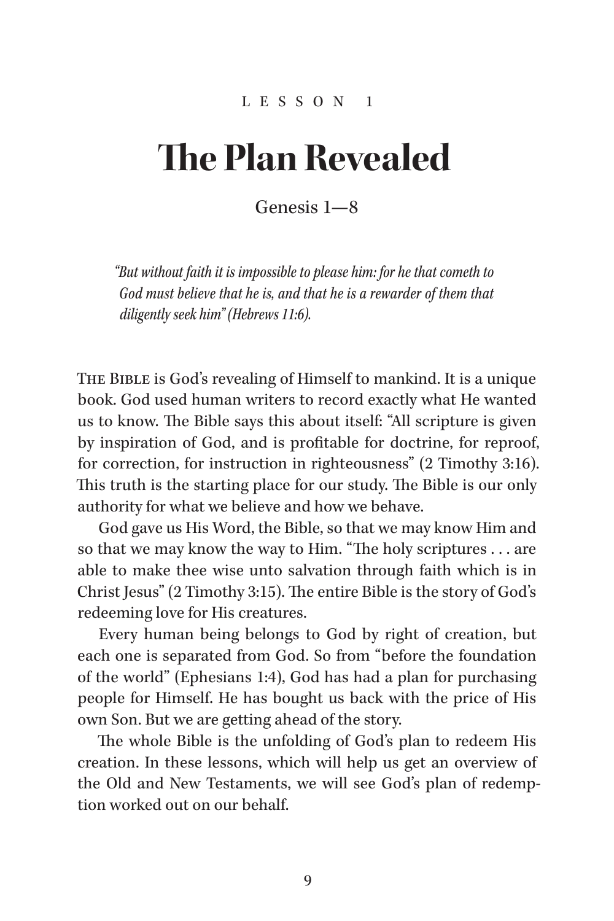LESSON 1

# The Plan Revealed

Genesis 1—8

*"But without faith it is impossible to please him: for he that cometh to God must believe that he is, and that he is a rewarder of them that diligently seek him" (Hebrews 11:6).*

THE BIBLE is God's revealing of Himself to mankind. It is a unique book. God used human writers to record exactly what He wanted us to know. The Bible says this about itself: "All scripture is given by inspiration of God, and is profitable for doctrine, for reproof, for correction, for instruction in righteousness" (2 Timothy 3:16). This truth is the starting place for our study. The Bible is our only authority for what we believe and how we behave.

God gave us His Word, the Bible, so that we may know Him and so that we may know the way to Him. "The holy scriptures . . . are able to make thee wise unto salvation through faith which is in Christ Jesus" (2 Timothy 3:15). The entire Bible is the story of God's redeeming love for His creatures.

Every human being belongs to God by right of creation, but each one is separated from God. So from "before the foundation of the world" (Ephesians 1:4), God has had a plan for purchasing people for Himself. He has bought us back with the price of His own Son. But we are getting ahead of the story.

The whole Bible is the unfolding of God's plan to redeem His creation. In these lessons, which will help us get an overview of the Old and New Testaments, we will see God's plan of redemption worked out on our behalf.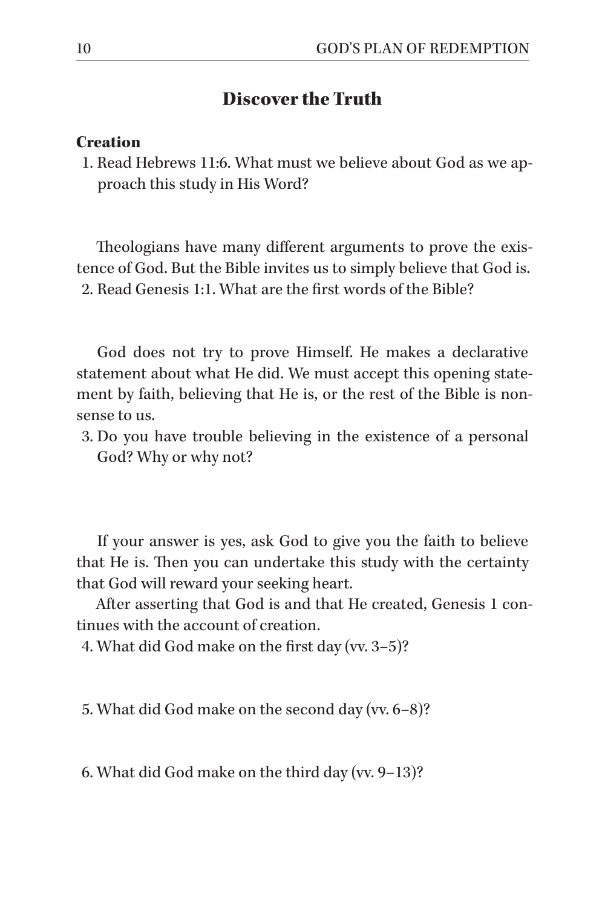## Discover the Truth

### Creation

1. Read Hebrews 11:6. What must we believe about God as we approach this study in His Word?

Theologians have many different arguments to prove the existence of God. But the Bible invites us to simply believe that God is.

2. Read Genesis 1:1. What are the first words of the Bible?

God does not try to prove Himself. He makes a declarative statement about what He did. We must accept this opening statement by faith, believing that He is, or the rest of the Bible is nonsense to us.

3. Do you have trouble believing in the existence of a personal God? Why or why not?

If your answer is yes, ask God to give you the faith to believe that He is. Then you can undertake this study with the certainty that God will reward your seeking heart.

After asserting that God is and that He created, Genesis 1 continues with the account of creation.

4. What did God make on the first day (vv. 3–5)?

5. What did God make on the second day (vv. 6–8)?

6. What did God make on the third day (vv. 9–13)?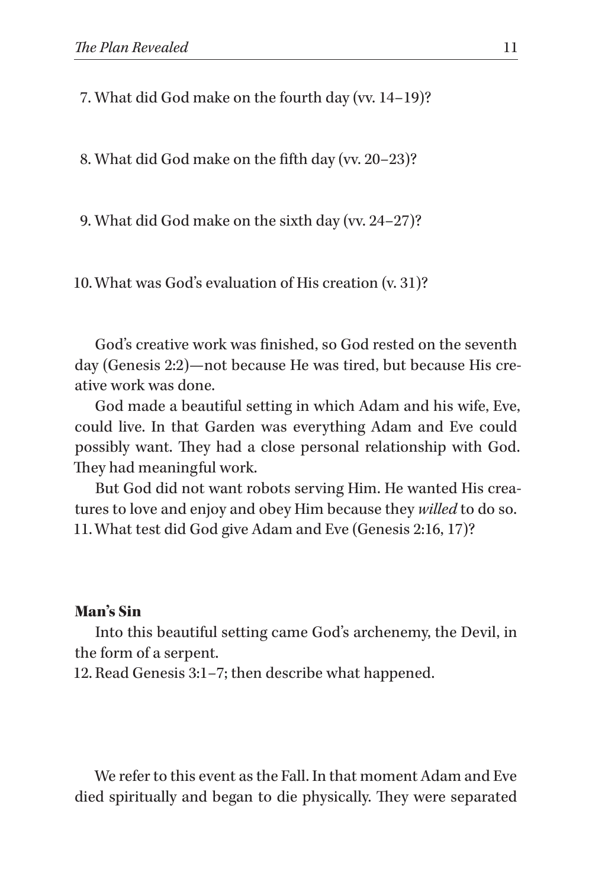7. What did God make on the fourth day (vv. 14–19)?

8. What did God make on the fifth day (vv. 20–23)?

9. What did God make on the sixth day (vv. 24–27)?

10. What was God's evaluation of His creation (v. 31)?

God's creative work was finished, so God rested on the seventh day (Genesis 2:2)—not because He was tired, but because His creative work was done.

God made a beautiful setting in which Adam and his wife, Eve, could live. In that Garden was everything Adam and Eve could possibly want. They had a close personal relationship with God. They had meaningful work.

But God did not want robots serving Him. He wanted His creatures to love and enjoy and obey Him because they *willed* to do so.

11. What test did God give Adam and Eve (Genesis 2:16, 17)?

### Man's Sin

Into this beautiful setting came God's archenemy, the Devil, in the form of a serpent.

12. Read Genesis 3:1–7; then describe what happened.

We refer to this event as the Fall. In that moment Adam and Eve died spiritually and began to die physically. They were separated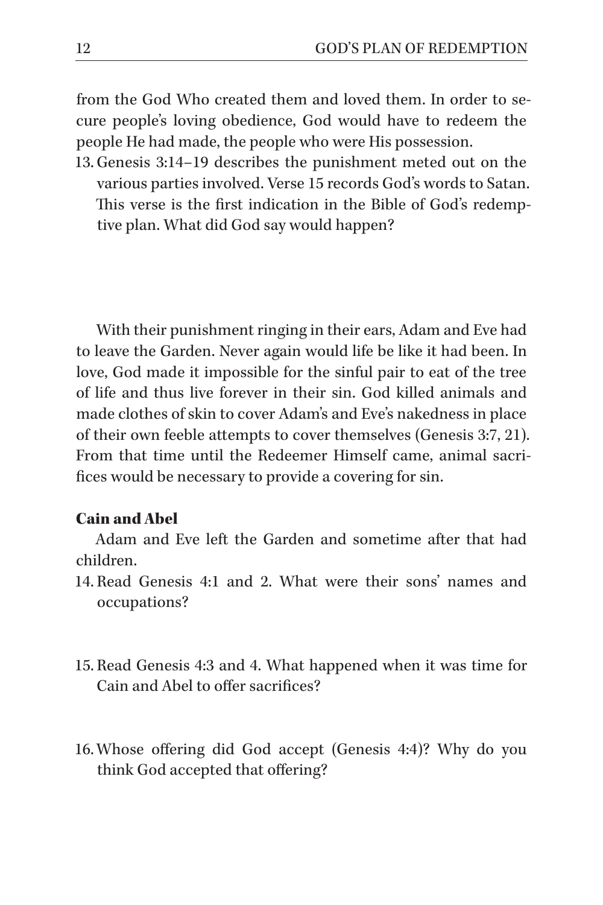from the God Who created them and loved them. In order to secure people's loving obedience, God would have to redeem the people He had made, the people who were His possession.

13. Genesis 3:14–19 describes the punishment meted out on the various parties involved. Verse 15 records God's words to Satan. This verse is the first indication in the Bible of God's redemptive plan. What did God say would happen?

With their punishment ringing in their ears, Adam and Eve had to leave the Garden. Never again would life be like it had been. In love, God made it impossible for the sinful pair to eat of the tree of life and thus live forever in their sin. God killed animals and made clothes of skin to cover Adam's and Eve's nakedness in place of their own feeble attempts to cover themselves (Genesis 3:7, 21). From that time until the Redeemer Himself came, animal sacrifices would be necessary to provide a covering for sin.

### Cain and Abel

Adam and Eve left the Garden and sometime after that had children.

14. Read Genesis 4:1 and 2. What were their sons' names and occupations?

15. Read Genesis 4:3 and 4. What happened when it was time for Cain and Abel to offer sacrifices?

16. Whose offering did God accept (Genesis 4:4)? Why do you think God accepted that offering?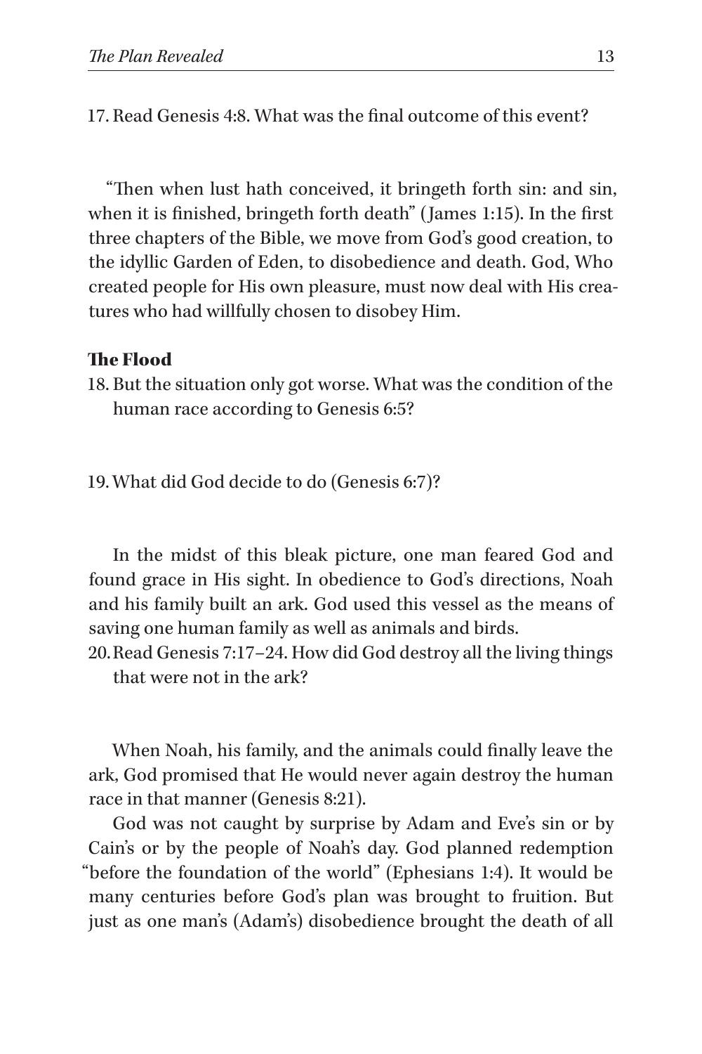17. Read Genesis 4:8. What was the final outcome of this event?

"Then when lust hath conceived, it bringeth forth sin: and sin, when it is finished, bringeth forth death" (James 1:15). In the first three chapters of the Bible, we move from God's good creation, to the idyllic Garden of Eden, to disobedience and death. God, Who created people for His own pleasure, must now deal with His creatures who had willfully chosen to disobey Him.

### The Flood

18. But the situation only got worse. What was the condition of the human race according to Genesis 6:5?

19. What did God decide to do (Genesis 6:7)?

In the midst of this bleak picture, one man feared God and found grace in His sight. In obedience to God's directions, Noah and his family built an ark. God used this vessel as the means of saving one human family as well as animals and birds.

20. Read Genesis 7:17–24. How did God destroy all the living things that were not in the ark?

When Noah, his family, and the animals could finally leave the ark, God promised that He would never again destroy the human race in that manner (Genesis 8:21).

God was not caught by surprise by Adam and Eve's sin or by Cain's or by the people of Noah's day. God planned redemption "before the foundation of the world" (Ephesians 1:4). It would be many centuries before God's plan was brought to fruition. But just as one man's (Adam's) disobedience brought the death of all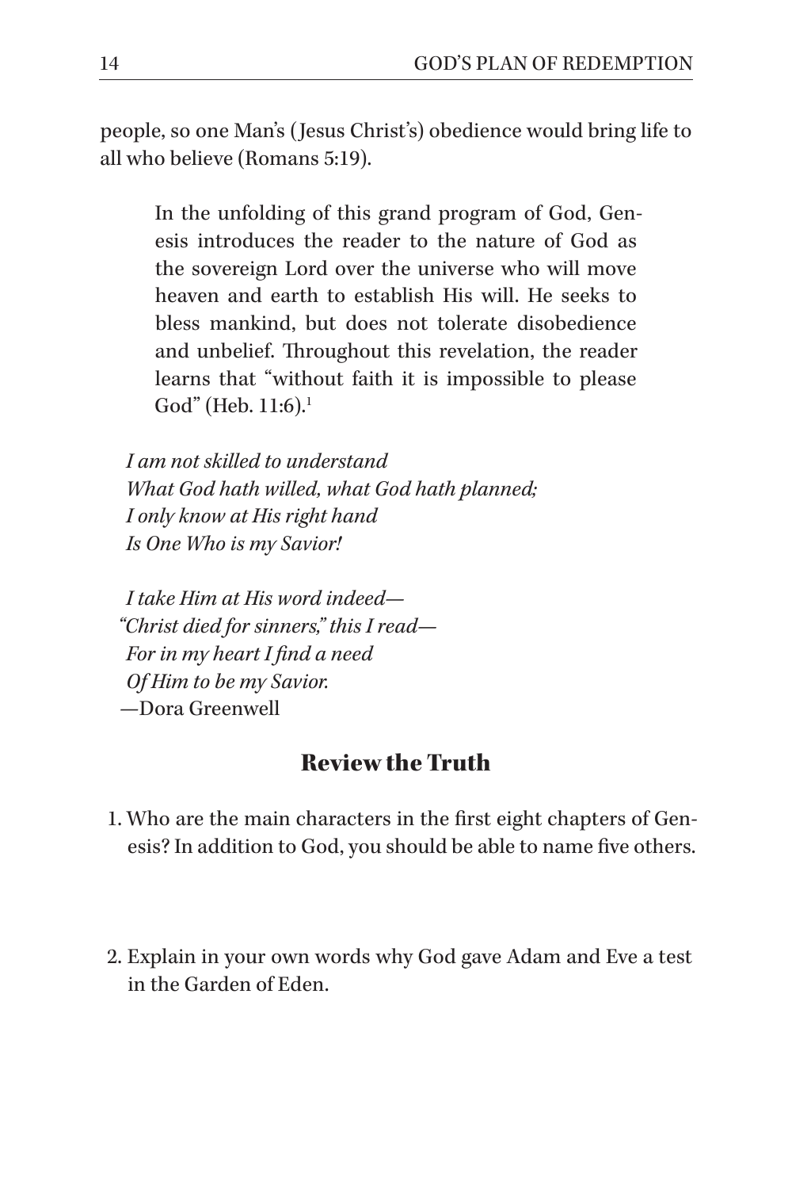people, so one Man's (Jesus Christ's) obedience would bring life to all who believe (Romans 5:19).

> In the unfolding of this grand program of God, Genesis introduces the reader to the nature of God as the sovereign Lord over the universe who will move heaven and earth to establish His will. He seeks to bless mankind, but does not tolerate disobedience and unbelief. Throughout this revelation, the reader learns that "without faith it is impossible to please God" (Heb. 11:6).[1]

*I am not skilled to understand*
*What God hath willed, what God hath planned;*
*I only know at His right hand*
*Is One Who is my Savior!*

*I take Him at His word indeed—*
*"Christ died for sinners," this I read—*
*For in my heart I find a need*
*Of Him to be my Savior.*
—Dora Greenwell

## Review the Truth

1. Who are the main characters in the first eight chapters of Genesis? In addition to God, you should be able to name five others.

2. Explain in your own words why God gave Adam and Eve a test in the Garden of Eden.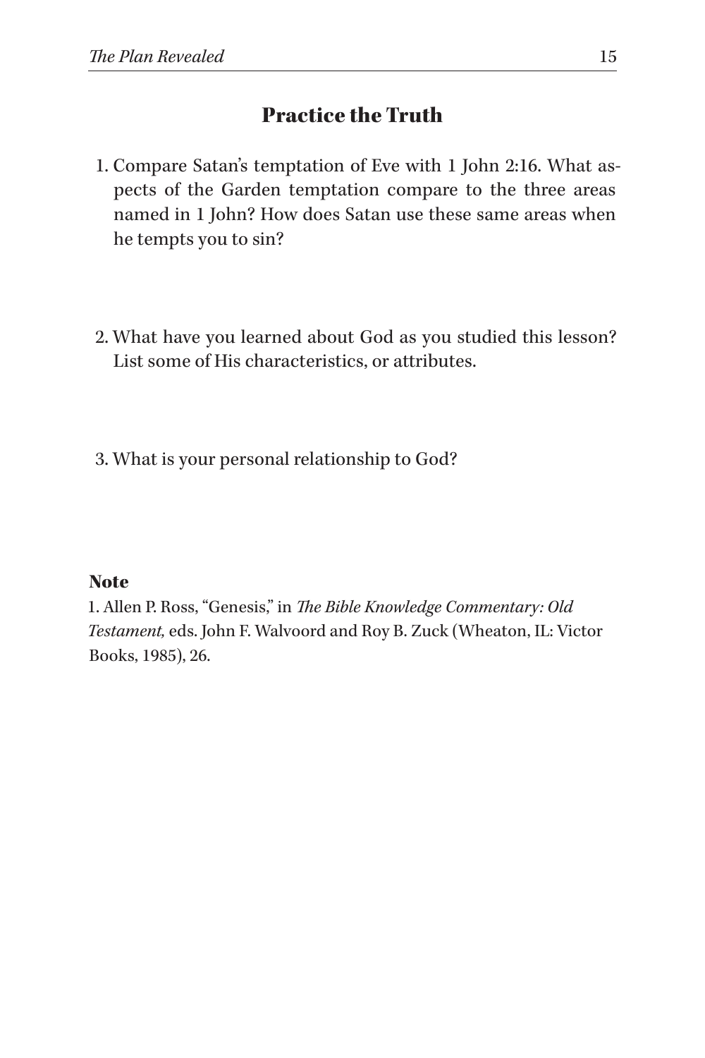## Practice the Truth

1. Compare Satan's temptation of Eve with 1 John 2:16. What aspects of the Garden temptation compare to the three areas named in 1 John? How does Satan use these same areas when he tempts you to sin?

2. What have you learned about God as you studied this lesson? List some of His characteristics, or attributes.

3. What is your personal relationship to God?

**Note**

1. Allen P. Ross, "Genesis," in *The Bible Knowledge Commentary: Old Testament,* eds. John F. Walvoord and Roy B. Zuck (Wheaton, IL: Victor Books, 1985), 26.